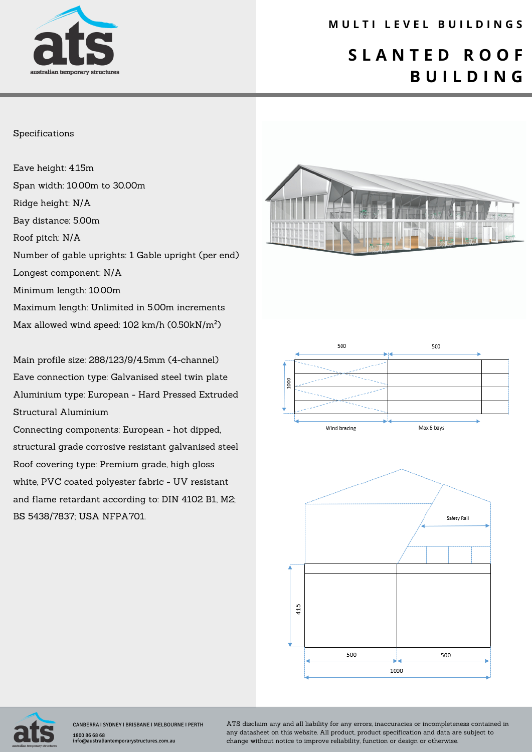# MULTI LEVEL BUILDINGS

# SLANTED ROOF BUILDING

Specifications

Eave height: 4.15m

Span width: 10.00m to 30.00m

Ridge height: N/A

Bay distance: 5.00m

Roof pitch: N/A

Number of gable uprights: 1 Gable upright (per end)

Longest component: N/A

Minimum length: 10.00m

Maximum length: Unlimited in 5.00m increments

Max allowed wind speed: 102 km/h (0.50kN/m$^2$)

Main profile size: 288/123/9/4.5mm (4-channel)

Eave connection type: Galvanised steel twin plate

Aluminium type: European - Hard Pressed Extruded Structural Aluminium

Connecting components: European - hot dipped, structural grade corrosive resistant galvanised steel

Roof covering type: Premium grade, high gloss white, PVC coated polyester fabric - UV resistant and flame retardant according to: DIN 4102 B1, M2; BS 5438/7837; USA NFPA701.

500 500

1000

Wind bracing Max 6 bays

Safety Rail

415

500 500

1000

CANBERRA | SYDNEY | BRISBANE | MELBOURNE | PERTH

1800 86 68 68

info@australiantemporarystructures.com.au

ATS disclaim any and all liability for any errors, inaccuracies or incompleteness contained in any datasheet on this website. All product, product specification and data are subject to change without notice to improve reliability, function or design or otherwise.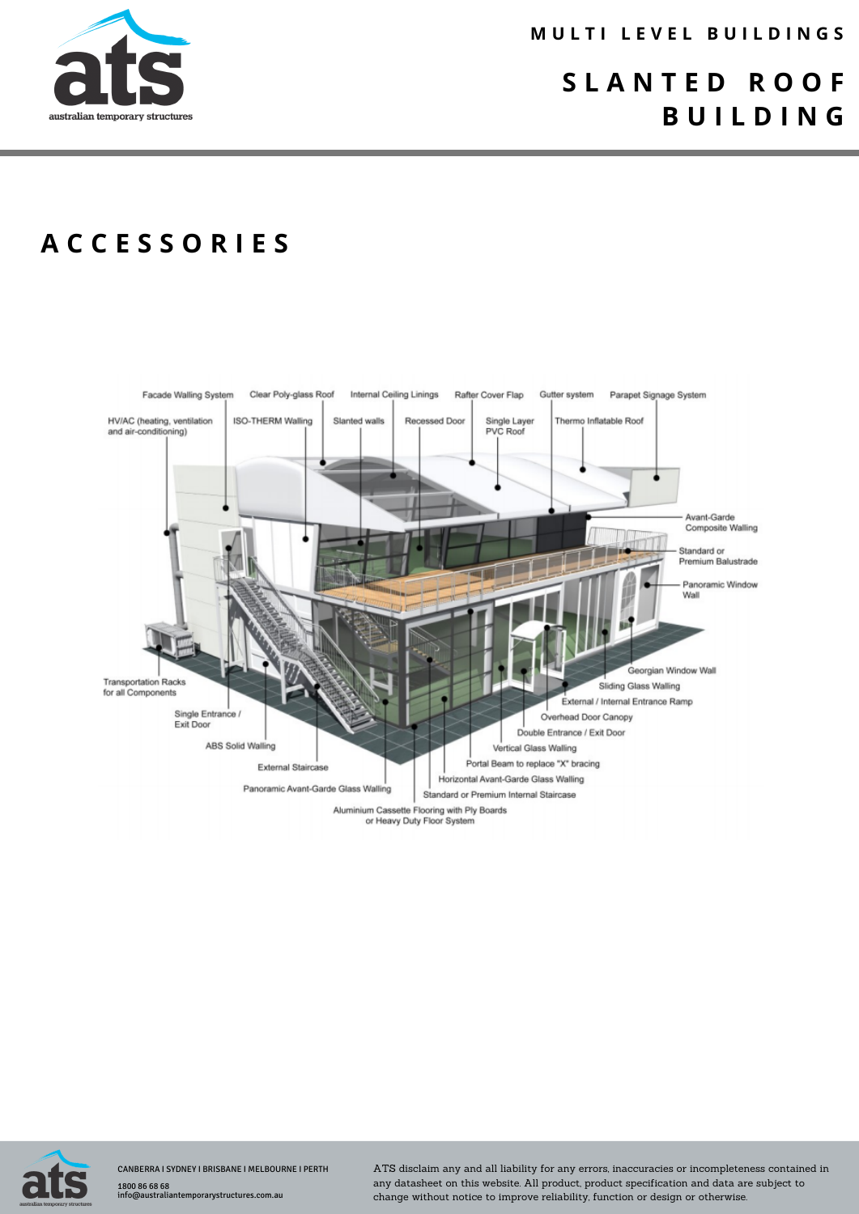# MULTI LEVEL BUILDINGS

## SLANTED ROOF BUILDING

## ACCESSORIES

Facade Walling System
Clear Poly-glass Roof
Internal Ceiling Linings
Rafter Cover Flap
Gutter system
Parapet Signage System
HV/AC (heating, ventilation and air-conditioning)
ISO-THERM Walling
Slanted walls
Recessed Door
Single Layer PVC Roof
Thermo Inflatable Roof
Avant-Garde Composite Walling
Standard or Premium Balustrade
Panoramic Window Wall
Georgian Window Wall
Sliding Glass Walling
External / Internal Entrance Ramp
Overhead Door Canopy
Double Entrance / Exit Door
Vertical Glass Walling
Portal Beam to replace "X" bracing
Horizontal Avant-Garde Glass Walling
Standard or Premium Internal Staircase
Aluminium Cassette Flooring with Ply Boards or Heavy Duty Floor System
Panoramic Avant-Garde Glass Walling
External Staircase
ABS Solid Walling
Single Entrance / Exit Door
Transportation Racks for all Components

CANBERRA I SYDNEY I BRISBANE I MELBOURNE I PERTH
1800 86 68 68
info@australiantemporarystructures.com.au

ATS disclaim any and all liability for any errors, inaccuracies or incompleteness contained in any datasheet on this website. All product, product specification and data are subject to change without notice to improve reliability, function or design or otherwise.